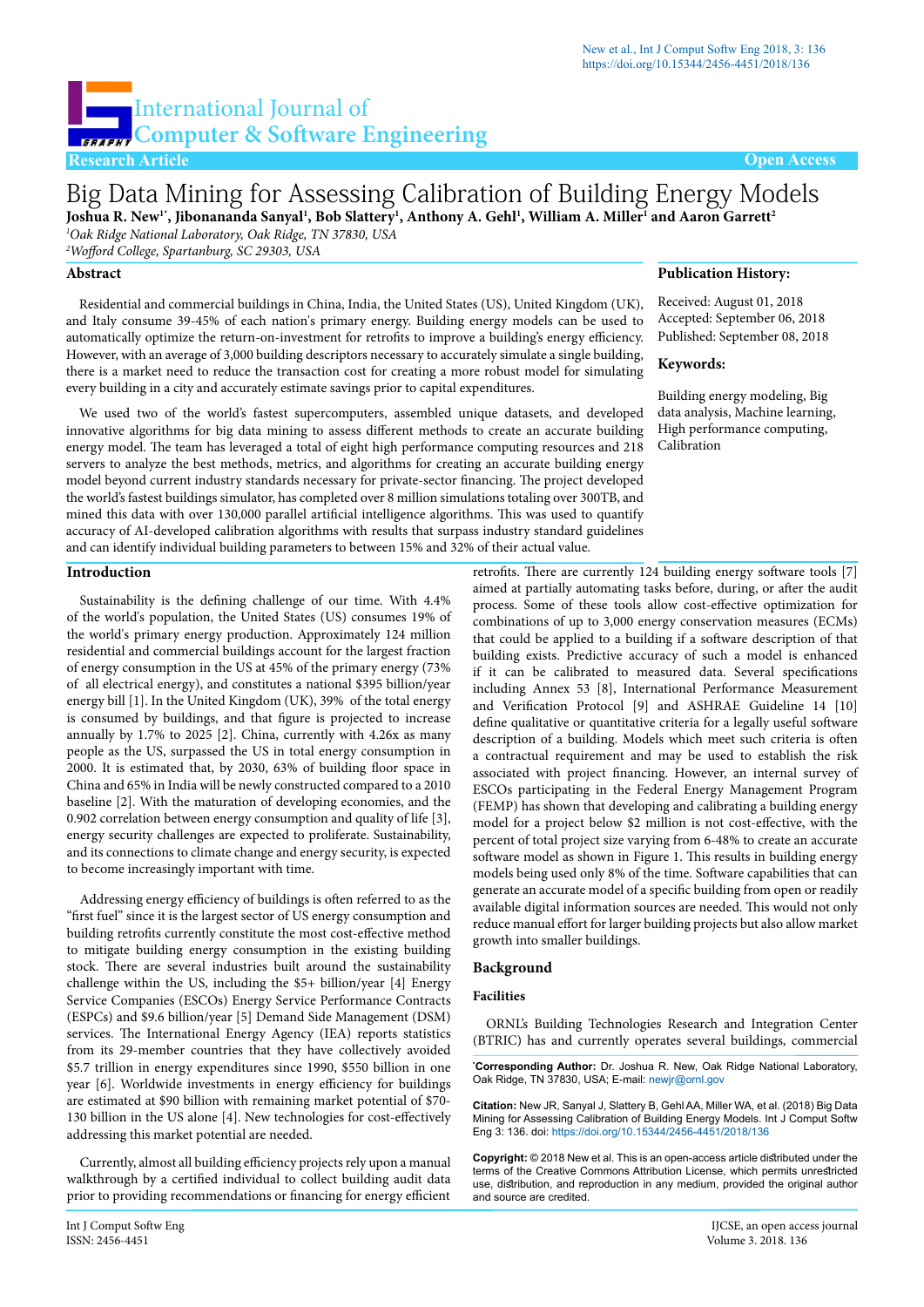International Journal of Computer & Software Engineering

Research Article — Open Access

# Big Data Mining for Assessing Calibration of Building Energy Models

**Joshua R. New[1*], Jibonananda Sanyal[1], Bob Slattery[1], Anthony A. Gehl[1], William A. Miller[1] and Aaron Garrett[2]**

[1]*Oak Ridge National Laboratory, Oak Ridge, TN 37830, USA*

[2]*Wofford College, Spartanburg, SC 29303, USA*

## Abstract

Residential and commercial buildings in China, India, the United States (US), United Kingdom (UK), and Italy consume 39-45% of each nation's primary energy. Building energy models can be used to automatically optimize the return-on-investment for retrofits to improve a building's energy efficiency. However, with an average of 3,000 building descriptors necessary to accurately simulate a single building, there is a market need to reduce the transaction cost for creating a more robust model for simulating every building in a city and accurately estimate savings prior to capital expenditures.

We used two of the world's fastest supercomputers, assembled unique datasets, and developed innovative algorithms for big data mining to assess different methods to create an accurate building energy model. The team has leveraged a total of eight high performance computing resources and 218 servers to analyze the best methods, metrics, and algorithms for creating an accurate building energy model beyond current industry standards necessary for private-sector financing. The project developed the world's fastest buildings simulator, has completed over 8 million simulations totaling over 300TB, and mined this data with over 130,000 parallel artificial intelligence algorithms. This was used to quantify accuracy of AI-developed calibration algorithms with results that surpass industry standard guidelines and can identify individual building parameters to between 15% and 32% of their actual value.

**Publication History:**

Received: August 01, 2018
Accepted: September 06, 2018
Published: September 08, 2018

**Keywords:**

Building energy modeling, Big data analysis, Machine learning, High performance computing, Calibration

## Introduction

Sustainability is the defining challenge of our time. With 4.4% of the world's population, the United States (US) consumes 19% of the world's primary energy production. Approximately 124 million residential and commercial buildings account for the largest fraction of energy consumption in the US at 45% of the primary energy (73% of all electrical energy), and constitutes a national $395 billion/year energy bill [1]. In the United Kingdom (UK), 39% of the total energy is consumed by buildings, and that figure is projected to increase annually by 1.7% to 2025 [2]. China, currently with 4.26x as many people as the US, surpassed the US in total energy consumption in 2000. It is estimated that, by 2030, 63% of building floor space in China and 65% in India will be newly constructed compared to a 2010 baseline [2]. With the maturation of developing economies, and the 0.902 correlation between energy consumption and quality of life [3], energy security challenges are expected to proliferate. Sustainability, and its connections to climate change and energy security, is expected to become increasingly important with time.

Addressing energy efficiency of buildings is often referred to as the "first fuel" since it is the largest sector of US energy consumption and building retrofits currently constitute the most cost-effective method to mitigate building energy consumption in the existing building stock. There are several industries built around the sustainability challenge within the US, including the $5+ billion/year [4] Energy Service Companies (ESCOs) Energy Service Performance Contracts (ESPCs) and $9.6 billion/year [5] Demand Side Management (DSM) services. The International Energy Agency (IEA) reports statistics from its 29-member countries that they have collectively avoided $5.7 trillion in energy expenditures since 1990, $550 billion in one year [6]. Worldwide investments in energy efficiency for buildings are estimated at $90 billion with remaining market potential of $70-130 billion in the US alone [4]. New technologies for cost-effectively addressing this market potential are needed.

Currently, almost all building efficiency projects rely upon a manual walkthrough by a certified individual to collect building audit data prior to providing recommendations or financing for energy efficient retrofits. There are currently 124 building energy software tools [7] aimed at partially automating tasks before, during, or after the audit process. Some of these tools allow cost-effective optimization for combinations of up to 3,000 energy conservation measures (ECMs) that could be applied to a building if a software description of that building exists. Predictive accuracy of such a model is enhanced if it can be calibrated to measured data. Several specifications including Annex 53 [8], International Performance Measurement and Verification Protocol [9] and ASHRAE Guideline 14 [10] define qualitative or quantitative criteria for a legally useful software description of a building. Models which meet such criteria is often a contractual requirement and may be used to establish the risk associated with project financing. However, an internal survey of ESCOs participating in the Federal Energy Management Program (FEMP) has shown that developing and calibrating a building energy model for a project below $2 million is not cost-effective, with the percent of total project size varying from 6-48% to create an accurate software model as shown in Figure 1. This results in building energy models being used only 8% of the time. Software capabilities that can generate an accurate model of a specific building from open or readily available digital information sources are needed. This would not only reduce manual effort for larger building projects but also allow market growth into smaller buildings.

## Background

### Facilities

ORNL's Building Technologies Research and Integration Center (BTRIC) has and currently operates several buildings, commercial

**\*Corresponding Author:** Dr. Joshua R. New, Oak Ridge National Laboratory, Oak Ridge, TN 37830, USA; E-mail: newjr@ornl.gov

**Citation:** New JR, Sanyal J, Slattery B, Gehl AA, Miller WA, et al. (2018) Big Data Mining for Assessing Calibration of Building Energy Models. Int J Comput Softw Eng 3: 136. doi: https://doi.org/10.15344/2456-4451/2018/136

**Copyright:** © 2018 New et al. This is an open-access article distributed under the terms of the Creative Commons Attribution License, which permits unrestricted use, distribution, and reproduction in any medium, provided the original author and source are credited.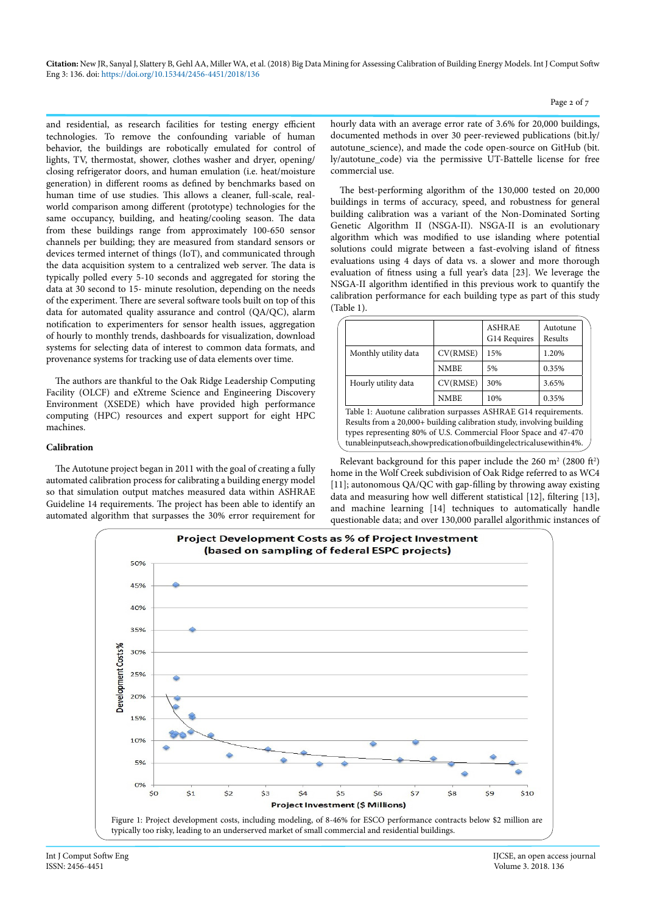and residential, as research facilities for testing energy efficient technologies. To remove the confounding variable of human behavior, the buildings are robotically emulated for control of lights, TV, thermostat, shower, clothes washer and dryer, opening/closing refrigerator doors, and human emulation (i.e. heat/moisture generation) in different rooms as defined by benchmarks based on human time of use studies. This allows a cleaner, full-scale, real-world comparison among different (prototype) technologies for the same occupancy, building, and heating/cooling season. The data from these buildings range from approximately 100-650 sensor channels per building; they are measured from standard sensors or devices termed internet of things (IoT), and communicated through the data acquisition system to a centralized web server. The data is typically polled every 5-10 seconds and aggregated for storing the data at 30 second to 15- minute resolution, depending on the needs of the experiment. There are several software tools built on top of this data for automated quality assurance and control (QA/QC), alarm notification to experimenters for sensor health issues, aggregation of hourly to monthly trends, dashboards for visualization, download systems for selecting data of interest to common data formats, and provenance systems for tracking use of data elements over time.

The authors are thankful to the Oak Ridge Leadership Computing Facility (OLCF) and eXtreme Science and Engineering Discovery Environment (XSEDE) which have provided high performance computing (HPC) resources and expert support for eight HPC machines.

### Calibration

The Autotune project began in 2011 with the goal of creating a fully automated calibration process for calibrating a building energy model so that simulation output matches measured data within ASHRAE Guideline 14 requirements. The project has been able to identify an automated algorithm that surpasses the 30% error requirement for hourly data with an average error rate of 3.6% for 20,000 buildings, documented methods in over 30 peer-reviewed publications (bit.ly/autotune_science), and made the code open-source on GitHub (bit.ly/autotune_code) via the permissive UT-Battelle license for free commercial use.

The best-performing algorithm of the 130,000 tested on 20,000 buildings in terms of accuracy, speed, and robustness for general building calibration was a variant of the Non-Dominated Sorting Genetic Algorithm II (NSGA-II). NSGA-II is an evolutionary algorithm which was modified to use islanding where potential solutions could migrate between a fast-evolving island of fitness evaluations using 4 days of data vs. a slower and more thorough evaluation of fitness using a full year's data [23]. We leverage the NSGA-II algorithm identified in this previous work to quantify the calibration performance for each building type as part of this study (Table 1).

| | | ASHRAE G14 Requires | Autotune Results |
|---|---|---|---|
| Monthly utility data | CV(RMSE) | 15% | 1.20% |
| | NMBE | 5% | 0.35% |
| Hourly utility data | CV(RMSE) | 30% | 3.65% |
| | NMBE | 10% | 0.35% |

Table 1: Auotune calibration surpasses ASHRAE G14 requirements. Results from a 20,000+ building calibration study, involving building types representing 80% of U.S. Commercial Floor Space and 47-470 tunableinputseach,showpredicationofbuildingelectricalusewithin4%.

Relevant background for this paper include the 260 m² (2800 ft²) home in the Wolf Creek subdivision of Oak Ridge referred to as WC4 [11]; autonomous QA/QC with gap-filling by throwing away existing data and measuring how well different statistical [12], filtering [13], and machine learning [14] techniques to automatically handle questionable data; and over 130,000 parallel algorithmic instances of

Figure 1: Project development costs, including modeling, of 8-46% for ESCO performance contracts below $2 million are typically too risky, leading to an underserved market of small commercial and residential buildings.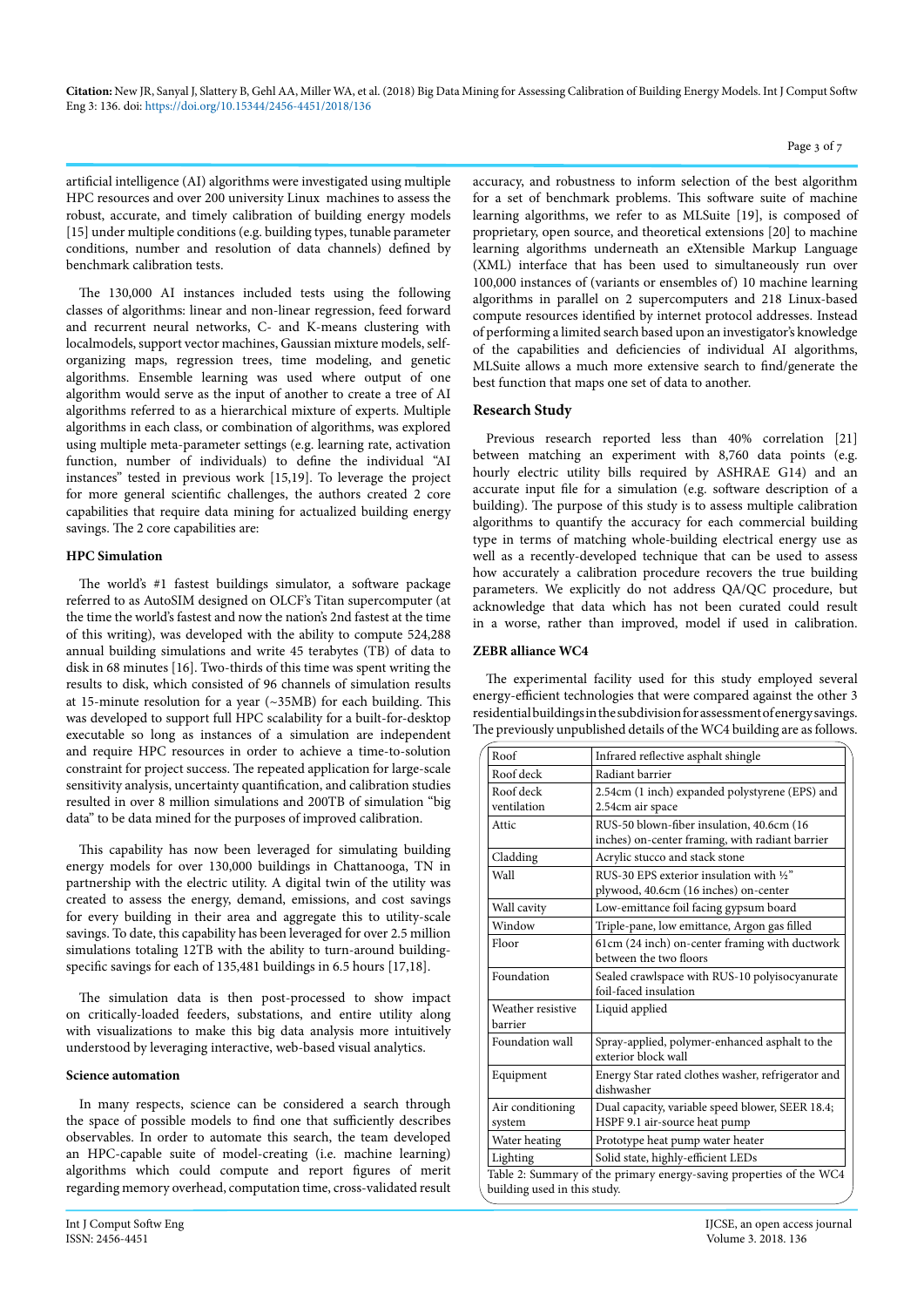artificial intelligence (AI) algorithms were investigated using multiple HPC resources and over 200 university Linux machines to assess the robust, accurate, and timely calibration of building energy models [15] under multiple conditions (e.g. building types, tunable parameter conditions, number and resolution of data channels) defined by benchmark calibration tests.

The 130,000 AI instances included tests using the following classes of algorithms: linear and non-linear regression, feed forward and recurrent neural networks, C- and K-means clustering with localmodels, support vector machines, Gaussian mixture models, self-organizing maps, regression trees, time modeling, and genetic algorithms. Ensemble learning was used where output of one algorithm would serve as the input of another to create a tree of AI algorithms referred to as a hierarchical mixture of experts. Multiple algorithms in each class, or combination of algorithms, was explored using multiple meta-parameter settings (e.g. learning rate, activation function, number of individuals) to define the individual "AI instances" tested in previous work [15,19]. To leverage the project for more general scientific challenges, the authors created 2 core capabilities that require data mining for actualized building energy savings. The 2 core capabilities are:

### HPC Simulation

The world's #1 fastest buildings simulator, a software package referred to as AutoSIM designed on OLCF's Titan supercomputer (at the time the world's fastest and now the nation's 2nd fastest at the time of this writing), was developed with the ability to compute 524,288 annual building simulations and write 45 terabytes (TB) of data to disk in 68 minutes [16]. Two-thirds of this time was spent writing the results to disk, which consisted of 96 channels of simulation results at 15-minute resolution for a year (~35MB) for each building. This was developed to support full HPC scalability for a built-for-desktop executable so long as instances of a simulation are independent and require HPC resources in order to achieve a time-to-solution constraint for project success. The repeated application for large-scale sensitivity analysis, uncertainty quantification, and calibration studies resulted in over 8 million simulations and 200TB of simulation "big data" to be data mined for the purposes of improved calibration.

This capability has now been leveraged for simulating building energy models for over 130,000 buildings in Chattanooga, TN in partnership with the electric utility. A digital twin of the utility was created to assess the energy, demand, emissions, and cost savings for every building in their area and aggregate this to utility-scale savings. To date, this capability has been leveraged for over 2.5 million simulations totaling 12TB with the ability to turn-around building-specific savings for each of 135,481 buildings in 6.5 hours [17,18].

The simulation data is then post-processed to show impact on critically-loaded feeders, substations, and entire utility along with visualizations to make this big data analysis more intuitively understood by leveraging interactive, web-based visual analytics.

### Science automation

In many respects, science can be considered a search through the space of possible models to find one that sufficiently describes observables. In order to automate this search, the team developed an HPC-capable suite of model-creating (i.e. machine learning) algorithms which could compute and report figures of merit regarding memory overhead, computation time, cross-validated result accuracy, and robustness to inform selection of the best algorithm for a set of benchmark problems. This software suite of machine learning algorithms, we refer to as MLSuite [19], is composed of proprietary, open source, and theoretical extensions [20] to machine learning algorithms underneath an eXtensible Markup Language (XML) interface that has been used to simultaneously run over 100,000 instances of (variants or ensembles of) 10 machine learning algorithms in parallel on 2 supercomputers and 218 Linux-based compute resources identified by internet protocol addresses. Instead of performing a limited search based upon an investigator's knowledge of the capabilities and deficiencies of individual AI algorithms, MLSuite allows a much more extensive search to find/generate the best function that maps one set of data to another.

## Research Study

Previous research reported less than 40% correlation [21] between matching an experiment with 8,760 data points (e.g. hourly electric utility bills required by ASHRAE G14) and an accurate input file for a simulation (e.g. software description of a building). The purpose of this study is to assess multiple calibration algorithms to quantify the accuracy for each commercial building type in terms of matching whole-building electrical energy use as well as a recently-developed technique that can be used to assess how accurately a calibration procedure recovers the true building parameters. We explicitly do not address QA/QC procedure, but acknowledge that data which has not been curated could result in a worse, rather than improved, model if used in calibration.

### ZEBR alliance WC4

The experimental facility used for this study employed several energy-efficient technologies that were compared against the other 3 residential buildings in the subdivision for assessment of energy savings. The previously unpublished details of the WC4 building are as follows.

| Component | Description |
|---|---|
| Roof | Infrared reflective asphalt shingle |
| Roof deck | Radiant barrier |
| Roof deck ventilation | 2.54cm (1 inch) expanded polystyrene (EPS) and 2.54cm air space |
| Attic | RUS-50 blown-fiber insulation, 40.6cm (16 inches) on-center framing, with radiant barrier |
| Cladding | Acrylic stucco and stack stone |
| Wall | RUS-30 EPS exterior insulation with ½" plywood, 40.6cm (16 inches) on-center |
| Wall cavity | Low-emittance foil facing gypsum board |
| Window | Triple-pane, low emittance, Argon gas filled |
| Floor | 61cm (24 inch) on-center framing with ductwork between the two floors |
| Foundation | Sealed crawlspace with RUS-10 polyisocyanurate foil-faced insulation |
| Weather resistive barrier | Liquid applied |
| Foundation wall | Spray-applied, polymer-enhanced asphalt to the exterior block wall |
| Equipment | Energy Star rated clothes washer, refrigerator and dishwasher |
| Air conditioning system | Dual capacity, variable speed blower, SEER 18.4; HSPF 9.1 air-source heat pump |
| Water heating | Prototype heat pump water heater |
| Lighting | Solid state, highly-efficient LEDs |

Table 2: Summary of the primary energy-saving properties of the WC4 building used in this study.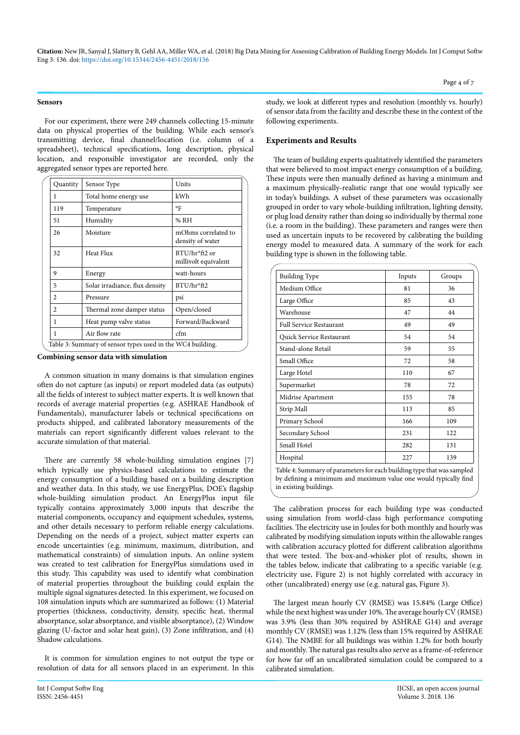**Sensors**

For our experiment, there were 249 channels collecting 15-minute data on physical properties of the building. While each sensor's transmitting device, final channel/location (i.e. column of a spreadsheet), technical specifications, long description, physical location, and responsible investigator are recorded, only the aggregated sensor types are reported here.

| Quantity | Sensor Type | Units |
|---|---|---|
| 1 | Total home energy use | kWh |
| 119 | Temperature | °F |
| 51 | Humidity | % RH |
| 26 | Moisture | mOhms correlated to density of water |
| 32 | Heat Flux | BTU/hr*ft2 or millivolt equivalent |
| 9 | Energy | watt-hours |
| 5 | Solar irradiance, flux density | BTU/hr*ft2 |
| 2 | Pressure | psi |
| 2 | Thermal zone damper status | Open/closed |
| 1 | Heat pump valve status | Forward/Backward |
| 1 | Air flow rate | cfm |

Table 3: Summary of sensor types used in the WC4 building.

**Combining sensor data with simulation**

A common situation in many domains is that simulation engines often do not capture (as inputs) or report modeled data (as outputs) all the fields of interest to subject matter experts. It is well known that records of average material properties (e.g. ASHRAE Handbook of Fundamentals), manufacturer labels or technical specifications on products shipped, and calibrated laboratory measurements of the materials can report significantly different values relevant to the accurate simulation of that material.

There are currently 58 whole-building simulation engines [7] which typically use physics-based calculations to estimate the energy consumption of a building based on a building description and weather data. In this study, we use EnergyPlus, DOE's flagship whole-building simulation product. An EnergyPlus input file typically contains approximately 3,000 inputs that describe the material components, occupancy and equipment schedules, systems, and other details necessary to perform reliable energy calculations. Depending on the needs of a project, subject matter experts can encode uncertainties (e.g. minimum, maximum, distribution, and mathematical constraints) of simulation inputs. An online system was created to test calibration for EnergyPlus simulations used in this study. This capability was used to identify what combination of material properties throughout the building could explain the multiple signal signatures detected. In this experiment, we focused on 108 simulation inputs which are summarized as follows: (1) Material properties (thickness, conductivity, density, specific heat, thermal absorptance, solar absorptance, and visible absorptance), (2) Window glazing (U-factor and solar heat gain), (3) Zone infiltration, and (4) Shadow calculations.

It is common for simulation engines to not output the type or resolution of data for all sensors placed in an experiment. In this study, we look at different types and resolution (monthly vs. hourly) of sensor data from the facility and describe these in the context of the following experiments.

## Experiments and Results

The team of building experts qualitatively identified the parameters that were believed to most impact energy consumption of a building. These inputs were then manually defined as having a minimum and a maximum physically-realistic range that one would typically see in today's buildings. A subset of these parameters was occasionally grouped in order to vary whole-building infiltration, lighting density, or plug load density rather than doing so individually by thermal zone (i.e. a room in the building). These parameters and ranges were then used as uncertain inputs to be recovered by calibrating the building energy model to measured data. A summary of the work for each building type is shown in the following table.

| Building Type | Inputs | Groups |
|---|---|---|
| Medium Office | 81 | 36 |
| Large Office | 85 | 43 |
| Warehouse | 47 | 44 |
| Full Service Restaurant | 49 | 49 |
| Quick Service Restaurant | 54 | 54 |
| Stand-alone Retail | 59 | 55 |
| Small Office | 72 | 58 |
| Large Hotel | 110 | 67 |
| Supermarket | 78 | 72 |
| Midrise Apartment | 155 | 78 |
| Strip Mall | 113 | 85 |
| Primary School | 166 | 109 |
| Secondary School | 231 | 122 |
| Small Hotel | 282 | 131 |
| Hospital | 227 | 139 |

Table 4: Summary of parameters for each building type that was sampled by defining a minimum and maximum value one would typically find in existing buildings.

The calibration process for each building type was conducted using simulation from world-class high performance computing facilities. The electricity use in Joules for both monthly and hourly was calibrated by modifying simulation inputs within the allowable ranges with calibration accuracy plotted for different calibration algorithms that were tested. The box-and-whisker plot of results, shown in the tables below, indicate that calibrating to a specific variable (e.g. electricity use, Figure 2) is not highly correlated with accuracy in other (uncalibrated) energy use (e.g. natural gas, Figure 3).

The largest mean hourly CV (RMSE) was 15.84% (Large Office) while the next highest was under 10%. The average hourly CV (RMSE) was 3.9% (less than 30% required by ASHRAE G14) and average monthly CV (RMSE) was 1.12% (less than 15% required by ASHRAE G14). The NMBE for all buildings was within 1.2% for both hourly and monthly. The natural gas results also serve as a frame-of-reference for how far off an uncalibrated simulation could be compared to a calibrated simulation.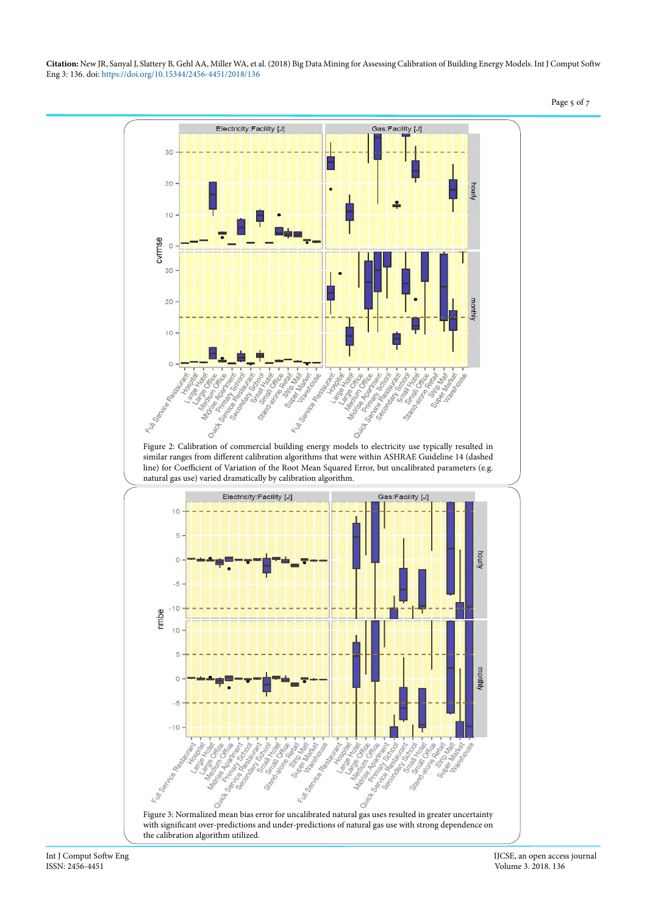Figure 2: Calibration of commercial building energy models to electricity use typically resulted in similar ranges from different calibration algorithms that were within ASHRAE Guideline 14 (dashed line) for Coefficient of Variation of the Root Mean Squared Error, but uncalibrated parameters (e.g. natural gas use) varied dramatically by calibration algorithm.

Figure 3: Normalized mean bias error for uncalibrated natural gas uses resulted in greater uncertainty with significant over-predictions and under-predictions of natural gas use with strong dependence on the calibration algorithm utilized.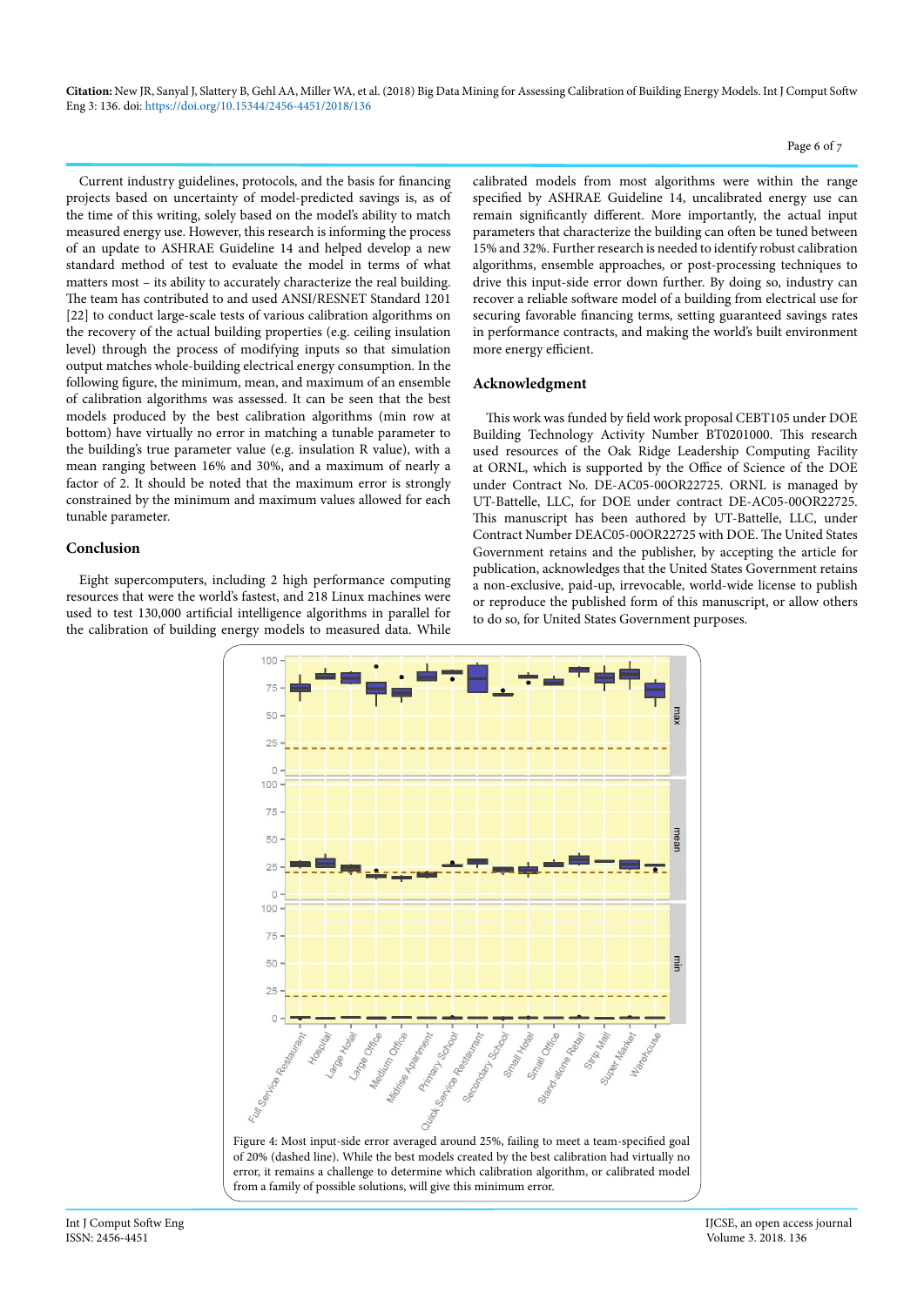Current industry guidelines, protocols, and the basis for financing projects based on uncertainty of model-predicted savings is, as of the time of this writing, solely based on the model's ability to match measured energy use. However, this research is informing the process of an update to ASHRAE Guideline 14 and helped develop a new standard method of test to evaluate the model in terms of what matters most – its ability to accurately characterize the real building. The team has contributed to and used ANSI/RESNET Standard 1201 [22] to conduct large-scale tests of various calibration algorithms on the recovery of the actual building properties (e.g. ceiling insulation level) through the process of modifying inputs so that simulation output matches whole-building electrical energy consumption. In the following figure, the minimum, mean, and maximum of an ensemble of calibration algorithms was assessed. It can be seen that the best models produced by the best calibration algorithms (min row at bottom) have virtually no error in matching a tunable parameter to the building's true parameter value (e.g. insulation R value), with a mean ranging between 16% and 30%, and a maximum of nearly a factor of 2. It should be noted that the maximum error is strongly constrained by the minimum and maximum values allowed for each tunable parameter.

## Conclusion

Eight supercomputers, including 2 high performance computing resources that were the world's fastest, and 218 Linux machines were used to test 130,000 artificial intelligence algorithms in parallel for the calibration of building energy models to measured data. While calibrated models from most algorithms were within the range specified by ASHRAE Guideline 14, uncalibrated energy use can remain significantly different. More importantly, the actual input parameters that characterize the building can often be tuned between 15% and 32%. Further research is needed to identify robust calibration algorithms, ensemble approaches, or post-processing techniques to drive this input-side error down further. By doing so, industry can recover a reliable software model of a building from electrical use for securing favorable financing terms, setting guaranteed savings rates in performance contracts, and making the world's built environment more energy efficient.

## Acknowledgment

This work was funded by field work proposal CEBT105 under DOE Building Technology Activity Number BT0201000. This research used resources of the Oak Ridge Leadership Computing Facility at ORNL, which is supported by the Office of Science of the DOE under Contract No. DE-AC05-00OR22725. ORNL is managed by UT-Battelle, LLC, for DOE under contract DE-AC05-00OR22725. This manuscript has been authored by UT-Battelle, LLC, under Contract Number DEAC05-00OR22725 with DOE. The United States Government retains and the publisher, by accepting the article for publication, acknowledges that the United States Government retains a non-exclusive, paid-up, irrevocable, world-wide license to publish or reproduce the published form of this manuscript, or allow others to do so, for United States Government purposes.

Figure 4: Most input-side error averaged around 25%, failing to meet a team-specified goal of 20% (dashed line). While the best models created by the best calibration had virtually no error, it remains a challenge to determine which calibration algorithm, or calibrated model from a family of possible solutions, will give this minimum error.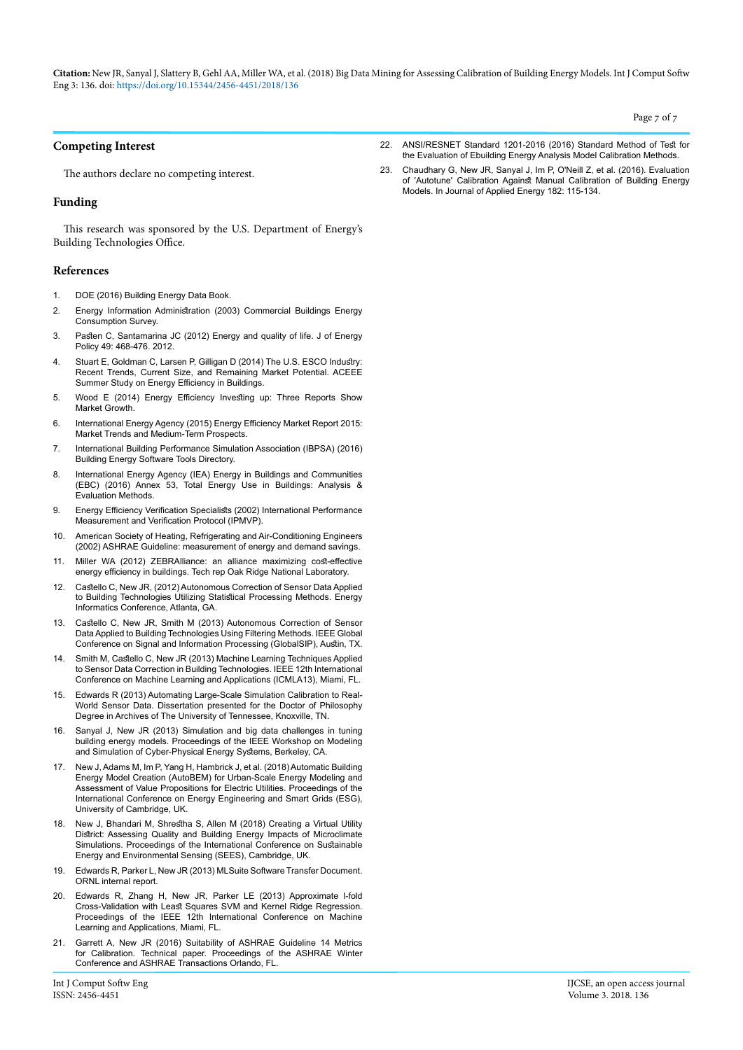## Competing Interest

The authors declare no competing interest.

## Funding

This research was sponsored by the U.S. Department of Energy's Building Technologies Office.

## References

1. DOE (2016) Building Energy Data Book.
2. Energy Information Administration (2003) Commercial Buildings Energy Consumption Survey.
3. Pasten C, Santamarina JC (2012) Energy and quality of life. J of Energy Policy 49: 468-476. 2012.
4. Stuart E, Goldman C, Larsen P, Gilligan D (2014) The U.S. ESCO Industry: Recent Trends, Current Size, and Remaining Market Potential. ACEEE Summer Study on Energy Efficiency in Buildings.
5. Wood E (2014) Energy Efficiency Investing up: Three Reports Show Market Growth.
6. International Energy Agency (2015) Energy Efficiency Market Report 2015: Market Trends and Medium-Term Prospects.
7. International Building Performance Simulation Association (IBPSA) (2016) Building Energy Software Tools Directory.
8. International Energy Agency (IEA) Energy in Buildings and Communities (EBC) (2016) Annex 53, Total Energy Use in Buildings: Analysis & Evaluation Methods.
9. Energy Efficiency Verification Specialists (2002) International Performance Measurement and Verification Protocol (IPMVP).
10. American Society of Heating, Refrigerating and Air-Conditioning Engineers (2002) ASHRAE Guideline: measurement of energy and demand savings.
11. Miller WA (2012) ZEBRAlliance: an alliance maximizing cost-effective energy efficiency in buildings. Tech rep Oak Ridge National Laboratory.
12. Castello C, New JR, (2012) Autonomous Correction of Sensor Data Applied to Building Technologies Utilizing Statistical Processing Methods. Energy Informatics Conference, Atlanta, GA.
13. Castello C, New JR, Smith M (2013) Autonomous Correction of Sensor Data Applied to Building Technologies Using Filtering Methods. IEEE Global Conference on Signal and Information Processing (GlobalSIP), Austin, TX.
14. Smith M, Castello C, New JR (2013) Machine Learning Techniques Applied to Sensor Data Correction in Building Technologies. IEEE 12th International Conference on Machine Learning and Applications (ICMLA13), Miami, FL.
15. Edwards R (2013) Automating Large-Scale Simulation Calibration to Real-World Sensor Data. Dissertation presented for the Doctor of Philosophy Degree in Archives of The University of Tennessee, Knoxville, TN.
16. Sanyal J, New JR (2013) Simulation and big data challenges in tuning building energy models. Proceedings of the IEEE Workshop on Modeling and Simulation of Cyber-Physical Energy Systems, Berkeley, CA.
17. New J, Adams M, Im P, Yang H, Hambrick J, et al. (2018) Automatic Building Energy Model Creation (AutoBEM) for Urban-Scale Energy Modeling and Assessment of Value Propositions for Electric Utilities. Proceedings of the International Conference on Energy Engineering and Smart Grids (ESG), University of Cambridge, UK.
18. New J, Bhandari M, Shrestha S, Allen M (2018) Creating a Virtual Utility District: Assessing Quality and Building Energy Impacts of Microclimate Simulations. Proceedings of the International Conference on Sustainable Energy and Environmental Sensing (SEES), Cambridge, UK.
19. Edwards R, Parker L, New JR (2013) MLSuite Software Transfer Document. ORNL internal report.
20. Edwards R, Zhang H, New JR, Parker LE (2013) Approximate l-fold Cross-Validation with Least Squares SVM and Kernel Ridge Regression. Proceedings of the IEEE 12th International Conference on Machine Learning and Applications, Miami, FL.
21. Garrett A, New JR (2016) Suitability of ASHRAE Guideline 14 Metrics for Calibration. Technical paper. Proceedings of the ASHRAE Winter Conference and ASHRAE Transactions Orlando, FL.
22. ANSI/RESNET Standard 1201-2016 (2016) Standard Method of Test for the Evaluation of Ebuilding Energy Analysis Model Calibration Methods.
23. Chaudhary G, New JR, Sanyal J, Im P, O'Neill Z, et al. (2016). Evaluation of 'Autotune' Calibration Against Manual Calibration of Building Energy Models. In Journal of Applied Energy 182: 115-134.